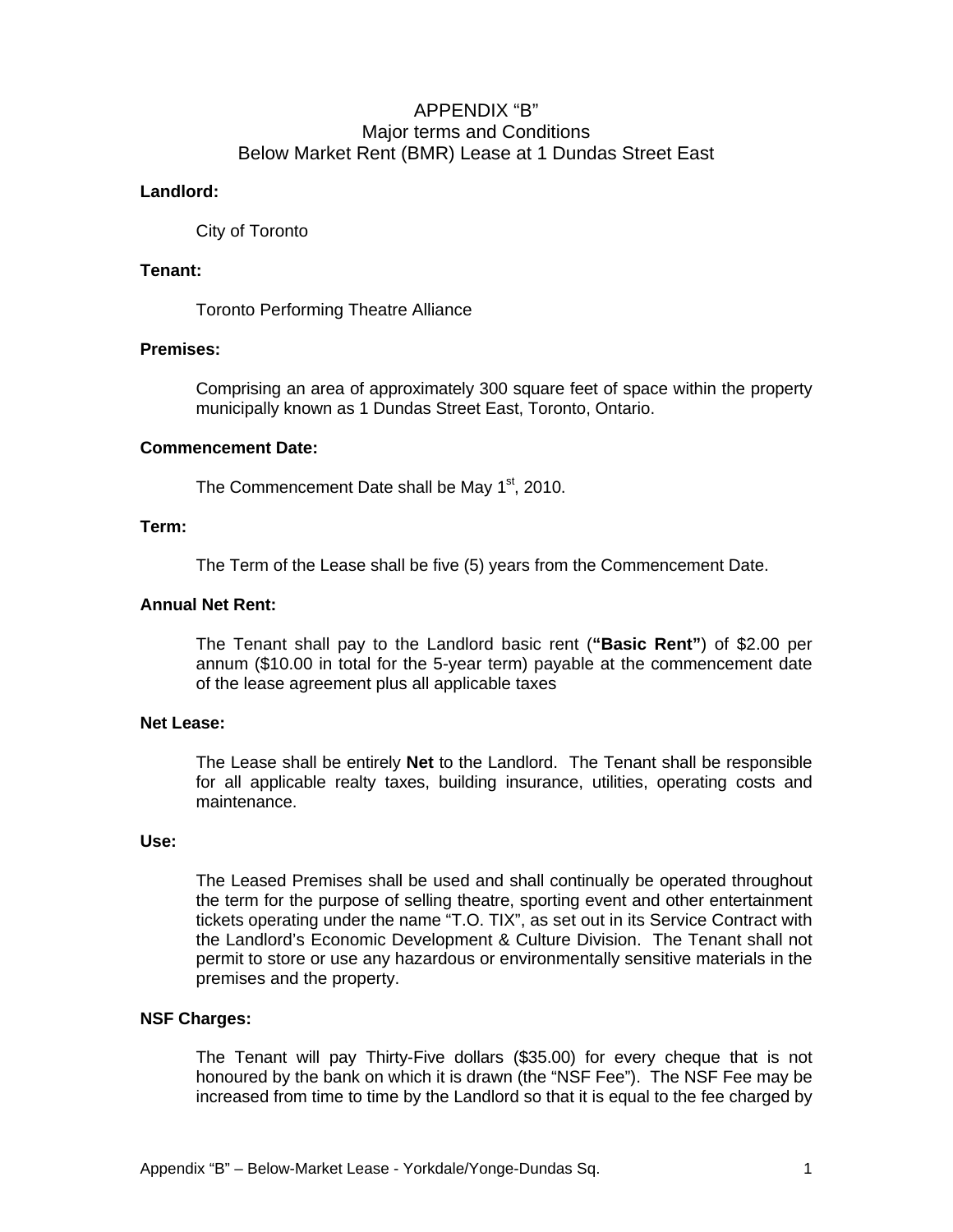# APPENDIX "B"
## Major terms and Conditions
## Below Market Rent (BMR) Lease at 1 Dundas Street East

**Landlord:**

City of Toronto

**Tenant:**

Toronto Performing Theatre Alliance

**Premises:**

Comprising an area of approximately 300 square feet of space within the property municipally known as 1 Dundas Street East, Toronto, Ontario.

**Commencement Date:**

The Commencement Date shall be May 1st, 2010.

**Term:**

The Term of the Lease shall be five (5) years from the Commencement Date.

**Annual Net Rent:**

The Tenant shall pay to the Landlord basic rent (**"Basic Rent"**) of $2.00 per annum ($10.00 in total for the 5-year term) payable at the commencement date of the lease agreement plus all applicable taxes

**Net Lease:**

The Lease shall be entirely **Net** to the Landlord. The Tenant shall be responsible for all applicable realty taxes, building insurance, utilities, operating costs and maintenance.

**Use:**

The Leased Premises shall be used and shall continually be operated throughout the term for the purpose of selling theatre, sporting event and other entertainment tickets operating under the name "T.O. TIX", as set out in its Service Contract with the Landlord's Economic Development & Culture Division. The Tenant shall not permit to store or use any hazardous or environmentally sensitive materials in the premises and the property.

**NSF Charges:**

The Tenant will pay Thirty-Five dollars ($35.00) for every cheque that is not honoured by the bank on which it is drawn (the "NSF Fee"). The NSF Fee may be increased from time to time by the Landlord so that it is equal to the fee charged by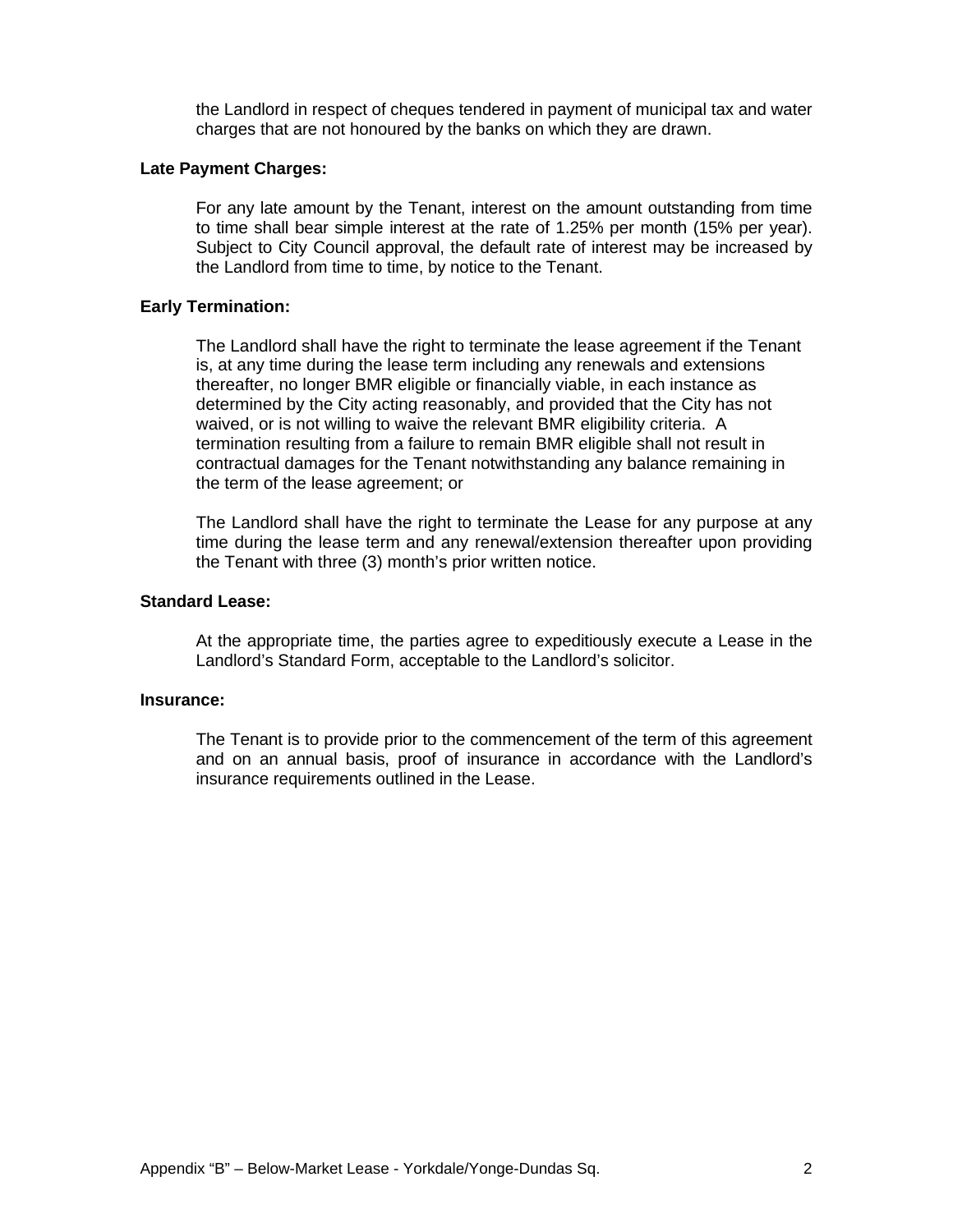the Landlord in respect of cheques tendered in payment of municipal tax and water charges that are not honoured by the banks on which they are drawn.

**Late Payment Charges:**

For any late amount by the Tenant, interest on the amount outstanding from time to time shall bear simple interest at the rate of 1.25% per month (15% per year). Subject to City Council approval, the default rate of interest may be increased by the Landlord from time to time, by notice to the Tenant.

**Early Termination:**

The Landlord shall have the right to terminate the lease agreement if the Tenant is, at any time during the lease term including any renewals and extensions thereafter, no longer BMR eligible or financially viable, in each instance as determined by the City acting reasonably, and provided that the City has not waived, or is not willing to waive the relevant BMR eligibility criteria. A termination resulting from a failure to remain BMR eligible shall not result in contractual damages for the Tenant notwithstanding any balance remaining in the term of the lease agreement; or

The Landlord shall have the right to terminate the Lease for any purpose at any time during the lease term and any renewal/extension thereafter upon providing the Tenant with three (3) month's prior written notice.

**Standard Lease:**

At the appropriate time, the parties agree to expeditiously execute a Lease in the Landlord's Standard Form, acceptable to the Landlord's solicitor.

**Insurance:**

The Tenant is to provide prior to the commencement of the term of this agreement and on an annual basis, proof of insurance in accordance with the Landlord's insurance requirements outlined in the Lease.